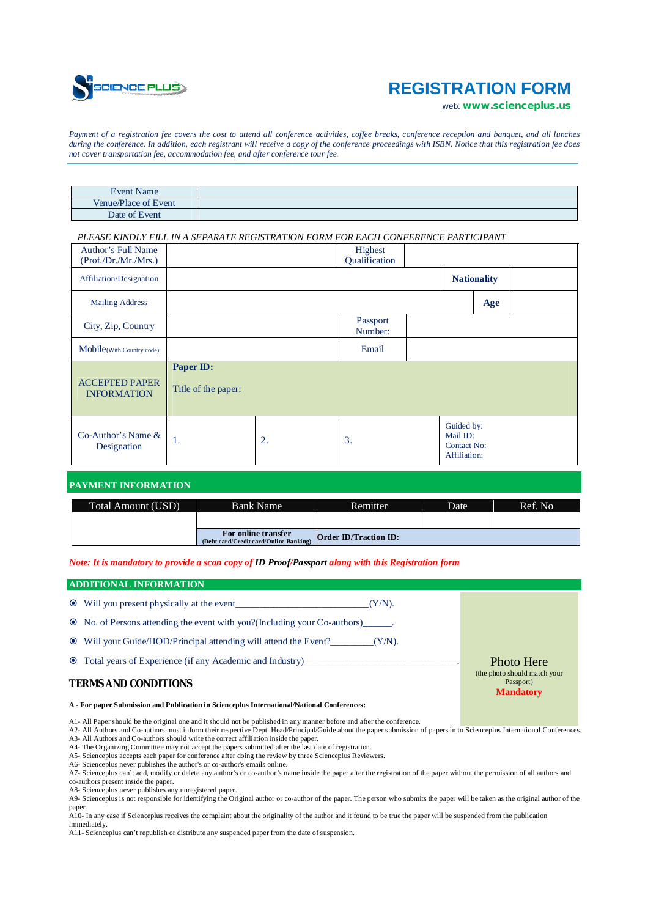SCIENCE PLUS

# REGISTRATION FORM

web: **www.scienceplus.us**

*Payment of a registration fee covers the cost to attend all conference activities, coffee breaks, conference reception and banquet, and all lunches during the conference. In addition, each registrant will receive a copy of the conference proceedings with ISBN. Notice that this registration fee does not cover transportation fee, accommodation fee, and after conference tour fee.*

| Event Name | |
|---|---|
| Venue/Place of Event | |
| Date of Event | |

*PLEASE KINDLY FILL IN A SEPARATE REGISTRATION FORM FOR EACH CONFERENCE PARTICIPANT*

| Author's Full Name (Prof./Dr./Mr./Mrs.) | | Highest Qualification | | | |
|---|---|---|---|---|---|
| Affiliation/Designation | | | **Nationality** | | |
| Mailing Address | | | **Age** | | |
| City, Zip, Country | | Passport Number: | | | |
| Mobile(With Country code) | | Email | | | |
| ACCEPTED PAPER INFORMATION | **Paper ID:** Title of the paper: | | | | |
| Co-Author's Name & Designation | 1. | 2. | 3. | Guided by: Mail ID: Contact No: Affiliation: | |

## PAYMENT INFORMATION

| Total Amount (USD) | Bank Name | Remitter | Date | Ref. No |
|---|---|---|---|---|
| | | | | |
| | **For online transfer** (Debt card/Credit card/Online Banking) | **Order ID/Traction ID:** | | |

*Note: It is mandatory to provide a scan copy of* ***ID Proof/Passport*** *along with this Registration form*

## ADDITIONAL INFORMATION

- Will you present physically at the event____________________________(Y/N).
- No. of Persons attending the event with you?(Including your Co-authors)______.
- Will your Guide/HOD/Principal attending will attend the Event?_________(Y/N).
- Total years of Experience (if any Academic and Industry)________________________________.

Photo Here
(the photo should match your Passport)
**Mandatory**

## TERMS AND CONDITIONS

**A - For paper Submission and Publication in Scienceplus International/National Conferences:**

A1- All Paper should be the original one and it should not be published in any manner before and after the conference.
A2- All Authors and Co-authors must inform their respective Dept. Head/Principal/Guide about the paper submission of papers in to Scienceplus International Conferences.
A3- All Authors and Co-authors should write the correct affiliation inside the paper.
A4- The Organizing Committee may not accept the papers submitted after the last date of registration.
A5- Scienceplus accepts each paper for conference after doing the review by three Scienceplus Reviewers.
A6- Scienceplus never publishes the author's or co-author's emails online.
A7- Scienceplus can't add, modify or delete any author's or co-author's name inside the paper after the registration of the paper without the permission of all authors and co-authors present inside the paper.
A8- Scienceplus never publishes any unregistered paper.
A9- Scienceplus is not responsible for identifying the Original author or co-author of the paper. The person who submits the paper will be taken as the original author of the paper.
A10- In any case if Scienceplus receives the complaint about the originality of the author and it found to be true the paper will be suspended from the publication immediately.
A11- Scienceplus can't republish or distribute any suspended paper from the date of suspension.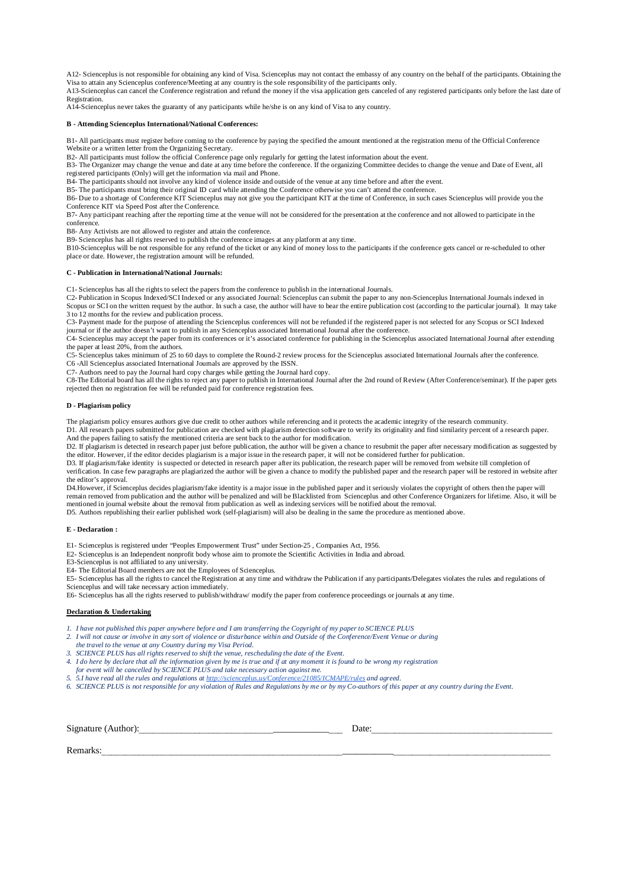A12- Scienceplus is not responsible for obtaining any kind of Visa. Scienceplus may not contact the embassy of any country on the behalf of the participants. Obtaining the Visa to attain any Scienceplus conference/Meeting at any country is the sole responsibility of the participants only.
A13-Scienceplus can cancel the Conference registration and refund the money if the visa application gets canceled of any registered participants only before the last date of Registration.
A14-Scienceplus never takes the guaranty of any participants while he/she is on any kind of Visa to any country.

**B - Attending Scienceplus International/National Conferences:**

B1- All participants must register before coming to the conference by paying the specified the amount mentioned at the registration menu of the Official Conference Website or a written letter from the Organizing Secretary.
B2- All participants must follow the official Conference page only regularly for getting the latest information about the event.
B3- The Organizer may change the venue and date at any time before the conference. If the organizing Committee decides to change the venue and Date of Event, all registered participants (Only) will get the information via mail and Phone.
B4- The participants should not involve any kind of violence inside and outside of the venue at any time before and after the event.
B5- The participants must bring their original ID card while attending the Conference otherwise you can't attend the conference.
B6- Due to a shortage of Conference KIT Scienceplus may not give you the participant KIT at the time of Conference, in such cases Scienceplus will provide you the Conference KIT via Speed Post after the Conference.
B7- Any participant reaching after the reporting time at the venue will not be considered for the presentation at the conference and not allowed to participate in the conference.
B8- Any Activists are not allowed to register and attain the conference.
B9- Scienceplus has all rights reserved to publish the conference images at any platform at any time.
B10-Scienceplus will be not responsible for any refund of the ticket or any kind of money loss to the participants if the conference gets cancel or re-scheduled to other place or date. However, the registration amount will be refunded.

**C - Publication in International/National Journals:**

C1- Scienceplus has all the rights to select the papers from the conference to publish in the international Journals.
C2- Publication in Scopus Indexed/SCI Indexed or any associated Journal: Scienceplus can submit the paper to any non-Scienceplus International Journals indexed in Scopus or SCI on the written request by the author. In such a case, the author will have to bear the entire publication cost (according to the particular journal). It may take 3 to 12 months for the review and publication process.
C3- Payment made for the purpose of attending the Scienceplus conferences will not be refunded if the registered paper is not selected for any Scopus or SCI Indexed journal or if the author doesn't want to publish in any Scienceplus associated International Journal after the conference.
C4- Scienceplus may accept the paper from its conferences or it's associated conference for publishing in the Scienceplus associated International Journal after extending the paper at least 20%, from the authors.
C5- Scienceplus takes minimum of 25 to 60 days to complete the Round-2 review process for the Scienceplus associated International Journals after the conference.
C6 -All Scienceplus associated International Journals are approved by the ISSN.
C7- Authors need to pay the Journal hard copy charges while getting the Journal hard copy.
C8-The Editorial board has all the rights to reject any paper to publish in International Journal after the 2nd round of Review (After Conference/seminar). If the paper gets rejected then no registration fee will be refunded paid for conference registration fees.

**D - Plagiarism policy**

The plagiarism policy ensures authors give due credit to other authors while referencing and it protects the academic integrity of the research community.
D1. All research papers submitted for publication are checked with plagiarism detection software to verify its originality and find similarity percent of a research paper. And the papers failing to satisfy the mentioned criteria are sent back to the author for modification.
D2. If plagiarism is detected in research paper just before publication, the author will be given a chance to resubmit the paper after necessary modification as suggested by the editor. However, if the editor decides plagiarism is a major issue in the research paper, it will not be considered further for publication.
D3. If plagiarism/fake identity is suspected or detected in research paper after its publication, the research paper will be removed from website till completion of verification. In case few paragraphs are plagiarized the author will be given a chance to modify the published paper and the research paper will be restored in website after the editor's approval.
D4.However, if Scienceplus decides plagiarism/fake identity is a major issue in the published paper and it seriously violates the copyright of others then the paper will remain removed from publication and the author will be penalized and will be Blacklisted from Scienceplus and other Conference Organizers for lifetime. Also, it will be mentioned in journal website about the removal from publication as well as indexing services will be notified about the removal.
D5. Authors republishing their earlier published work (self-plagiarism) will also be dealing in the same the procedure as mentioned above.

**E - Declaration :**

E1- Scienceplus is registered under "Peoples Empowerment Trust" under Section-25 , Companies Act, 1956.
E2- Scienceplus is an Independent nonprofit body whose aim to promote the Scientific Activities in India and abroad.
E3-Scienceplus is not affiliated to any university.
E4- The Editorial Board members are not the Employees of Scienceplus.
E5- Scienceplus has all the rights to cancel the Registration at any time and withdraw the Publication if any participants/Delegates violates the rules and regulations of Scienceplus and will take necessary action immediately.
E6- Scienceplus has all the rights reserved to publish/withdraw/ modify the paper from conference proceedings or journals at any time.

**Declaration & Undertaking**

1. *I have not published this paper anywhere before and I am transferring the Copyright of my paper to SCIENCE PLUS*
2. *I will not cause or involve in any sort of violence or disturbance within and Outside of the Conference/Event Venue or during the travel to the venue at any Country during my Visa Period.*
3. *SCIENCE PLUS has all rights reserved to shift the venue, rescheduling the date of the Event.*
4. *I do here by declare that all the information given by me is true and if at any moment it is found to be wrong my registration for event will be cancelled by SCIENCE PLUS and take necessary action against me.*
5. *5.I have read all the rules and regulations at http://scienceplus.us/Conference/21085/ICMAPE/rules and agreed.*
6. *SCIENCE PLUS is not responsible for any violation of Rules and Regulations by me or by my Co-authors of this paper at any country during the Event.*

Signature (Author):_______________________________ Date:_______________________________

Remarks:_______________________________________________________________________